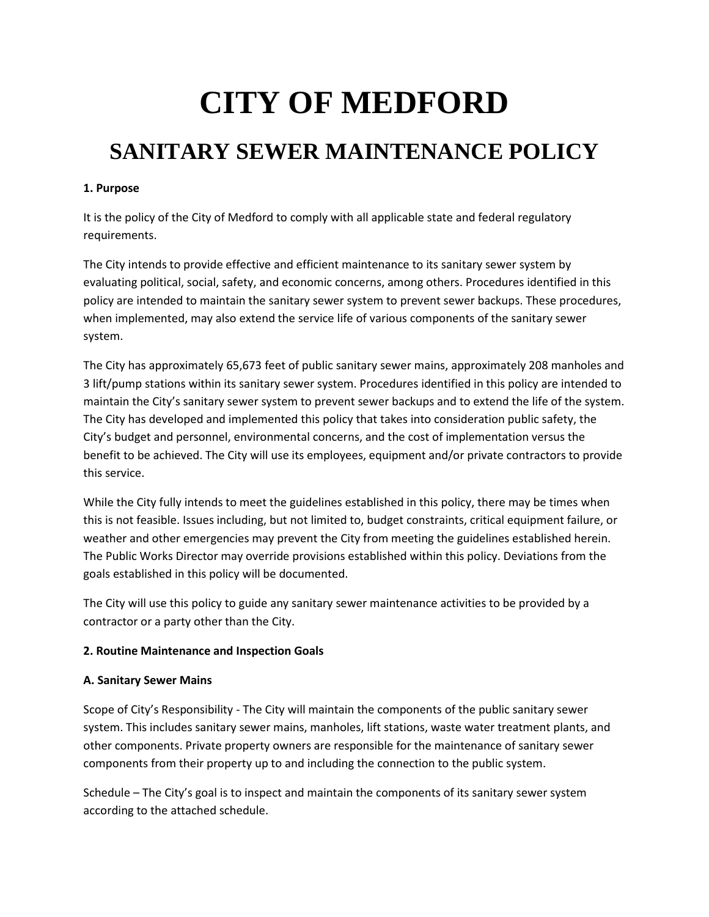# CITY OF MEDFORD

## SANITARY SEWER MAINTENANCE POLICY

**1. Purpose**

It is the policy of the City of Medford to comply with all applicable state and federal regulatory requirements.

The City intends to provide effective and efficient maintenance to its sanitary sewer system by evaluating political, social, safety, and economic concerns, among others. Procedures identified in this policy are intended to maintain the sanitary sewer system to prevent sewer backups. These procedures, when implemented, may also extend the service life of various components of the sanitary sewer system.

The City has approximately 65,673 feet of public sanitary sewer mains, approximately 208 manholes and 3 lift/pump stations within its sanitary sewer system. Procedures identified in this policy are intended to maintain the City's sanitary sewer system to prevent sewer backups and to extend the life of the system. The City has developed and implemented this policy that takes into consideration public safety, the City's budget and personnel, environmental concerns, and the cost of implementation versus the benefit to be achieved. The City will use its employees, equipment and/or private contractors to provide this service.

While the City fully intends to meet the guidelines established in this policy, there may be times when this is not feasible. Issues including, but not limited to, budget constraints, critical equipment failure, or weather and other emergencies may prevent the City from meeting the guidelines established herein. The Public Works Director may override provisions established within this policy. Deviations from the goals established in this policy will be documented.

The City will use this policy to guide any sanitary sewer maintenance activities to be provided by a contractor or a party other than the City.

**2. Routine Maintenance and Inspection Goals**

**A. Sanitary Sewer Mains**

Scope of City's Responsibility - The City will maintain the components of the public sanitary sewer system. This includes sanitary sewer mains, manholes, lift stations, waste water treatment plants, and other components. Private property owners are responsible for the maintenance of sanitary sewer components from their property up to and including the connection to the public system.

Schedule – The City's goal is to inspect and maintain the components of its sanitary sewer system according to the attached schedule.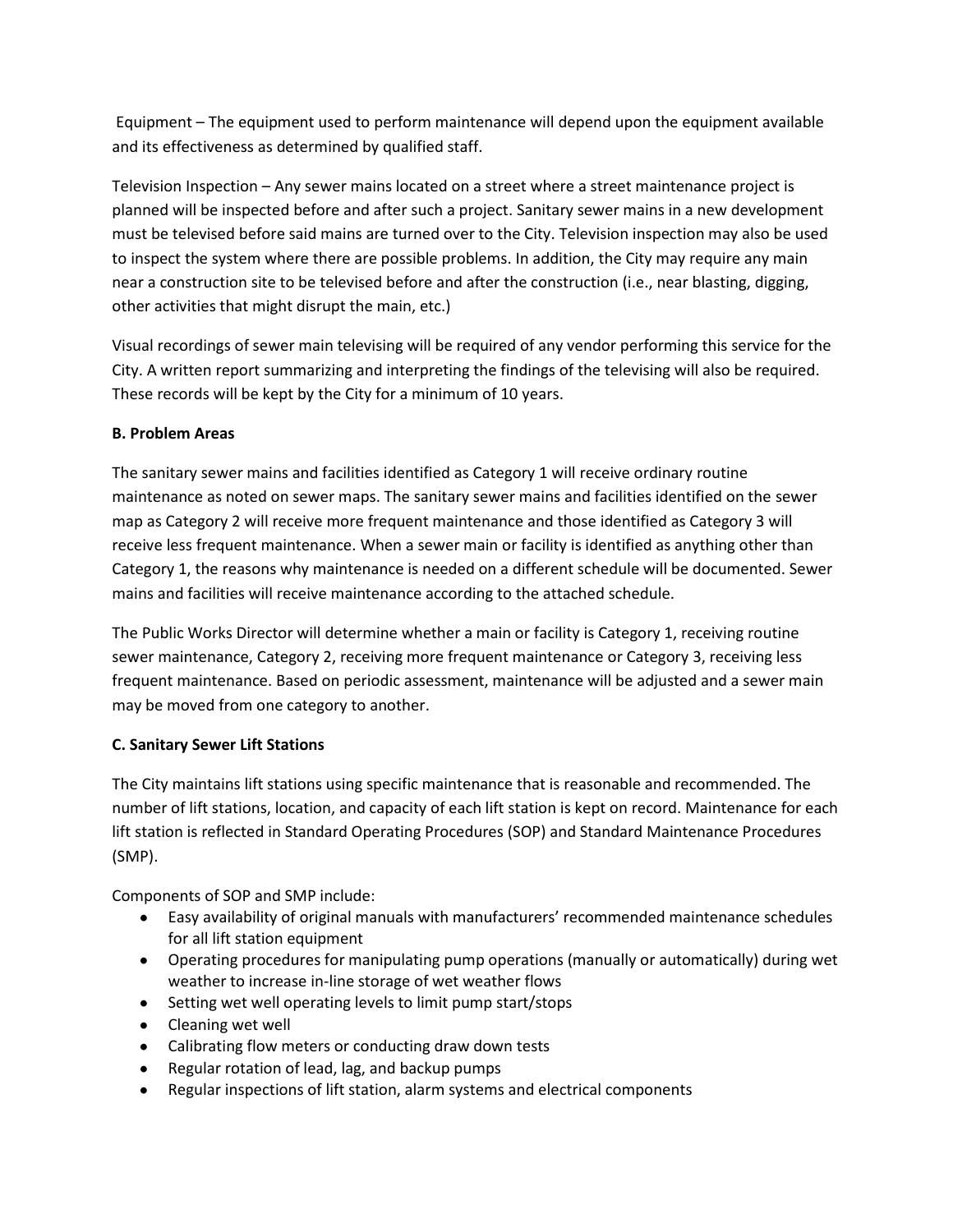Equipment – The equipment used to perform maintenance will depend upon the equipment available and its effectiveness as determined by qualified staff.

Television Inspection – Any sewer mains located on a street where a street maintenance project is planned will be inspected before and after such a project. Sanitary sewer mains in a new development must be televised before said mains are turned over to the City. Television inspection may also be used to inspect the system where there are possible problems. In addition, the City may require any main near a construction site to be televised before and after the construction (i.e., near blasting, digging, other activities that might disrupt the main, etc.)

Visual recordings of sewer main televising will be required of any vendor performing this service for the City. A written report summarizing and interpreting the findings of the televising will also be required. These records will be kept by the City for a minimum of 10 years.

**B. Problem Areas**

The sanitary sewer mains and facilities identified as Category 1 will receive ordinary routine maintenance as noted on sewer maps. The sanitary sewer mains and facilities identified on the sewer map as Category 2 will receive more frequent maintenance and those identified as Category 3 will receive less frequent maintenance. When a sewer main or facility is identified as anything other than Category 1, the reasons why maintenance is needed on a different schedule will be documented. Sewer mains and facilities will receive maintenance according to the attached schedule.

The Public Works Director will determine whether a main or facility is Category 1, receiving routine sewer maintenance, Category 2, receiving more frequent maintenance or Category 3, receiving less frequent maintenance. Based on periodic assessment, maintenance will be adjusted and a sewer main may be moved from one category to another.

**C. Sanitary Sewer Lift Stations**

The City maintains lift stations using specific maintenance that is reasonable and recommended. The number of lift stations, location, and capacity of each lift station is kept on record. Maintenance for each lift station is reflected in Standard Operating Procedures (SOP) and Standard Maintenance Procedures (SMP).

Components of SOP and SMP include:

- Easy availability of original manuals with manufacturers' recommended maintenance schedules for all lift station equipment
- Operating procedures for manipulating pump operations (manually or automatically) during wet weather to increase in-line storage of wet weather flows
- Setting wet well operating levels to limit pump start/stops
- Cleaning wet well
- Calibrating flow meters or conducting draw down tests
- Regular rotation of lead, lag, and backup pumps
- Regular inspections of lift station, alarm systems and electrical components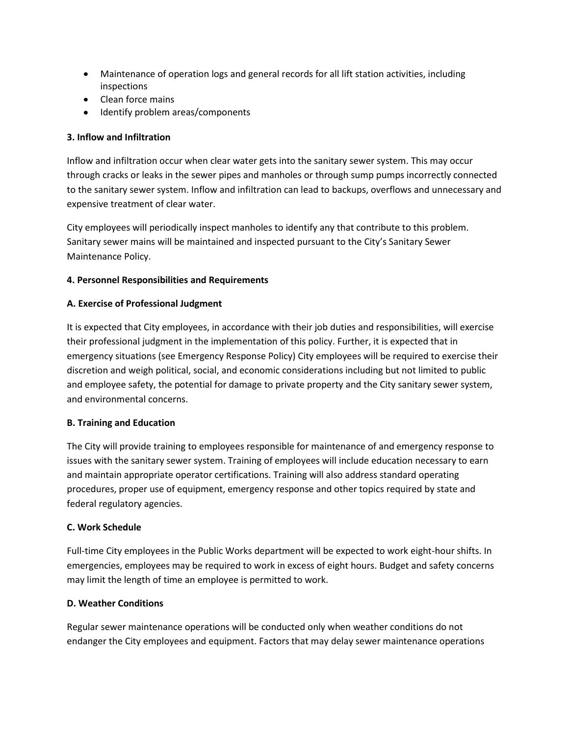- Maintenance of operation logs and general records for all lift station activities, including inspections
- Clean force mains
- Identify problem areas/components

**3. Inflow and Infiltration**

Inflow and infiltration occur when clear water gets into the sanitary sewer system. This may occur through cracks or leaks in the sewer pipes and manholes or through sump pumps incorrectly connected to the sanitary sewer system. Inflow and infiltration can lead to backups, overflows and unnecessary and expensive treatment of clear water.

City employees will periodically inspect manholes to identify any that contribute to this problem. Sanitary sewer mains will be maintained and inspected pursuant to the City's Sanitary Sewer Maintenance Policy.

**4. Personnel Responsibilities and Requirements**

**A. Exercise of Professional Judgment**

It is expected that City employees, in accordance with their job duties and responsibilities, will exercise their professional judgment in the implementation of this policy. Further, it is expected that in emergency situations (see Emergency Response Policy) City employees will be required to exercise their discretion and weigh political, social, and economic considerations including but not limited to public and employee safety, the potential for damage to private property and the City sanitary sewer system, and environmental concerns.

**B. Training and Education**

The City will provide training to employees responsible for maintenance of and emergency response to issues with the sanitary sewer system. Training of employees will include education necessary to earn and maintain appropriate operator certifications. Training will also address standard operating procedures, proper use of equipment, emergency response and other topics required by state and federal regulatory agencies.

**C. Work Schedule**

Full-time City employees in the Public Works department will be expected to work eight-hour shifts. In emergencies, employees may be required to work in excess of eight hours. Budget and safety concerns may limit the length of time an employee is permitted to work.

**D. Weather Conditions**

Regular sewer maintenance operations will be conducted only when weather conditions do not endanger the City employees and equipment. Factors that may delay sewer maintenance operations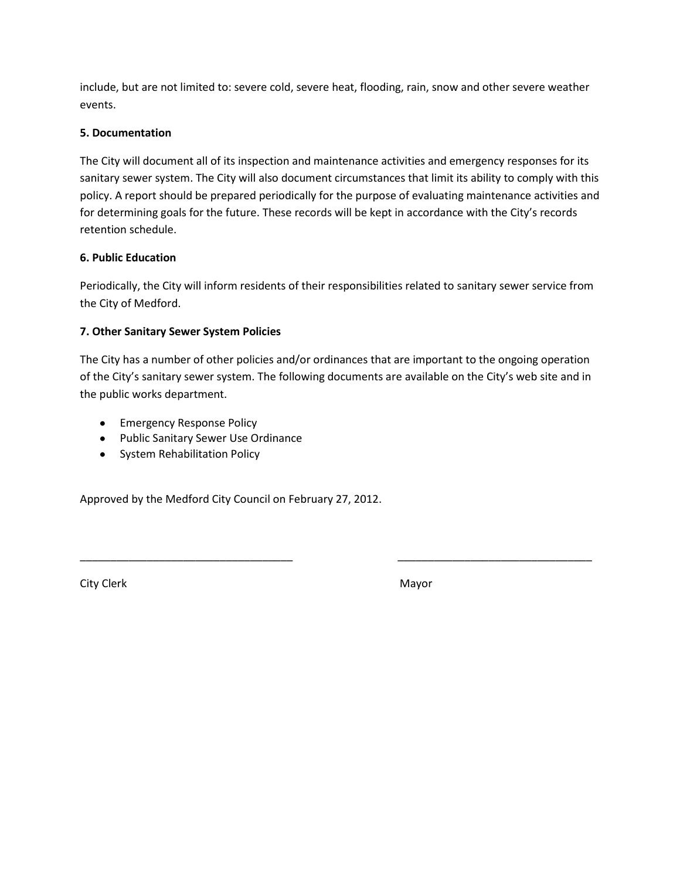include, but are not limited to: severe cold, severe heat, flooding, rain, snow and other severe weather events.

**5. Documentation**

The City will document all of its inspection and maintenance activities and emergency responses for its sanitary sewer system. The City will also document circumstances that limit its ability to comply with this policy. A report should be prepared periodically for the purpose of evaluating maintenance activities and for determining goals for the future. These records will be kept in accordance with the City's records retention schedule.

**6. Public Education**

Periodically, the City will inform residents of their responsibilities related to sanitary sewer service from the City of Medford.

**7. Other Sanitary Sewer System Policies**

The City has a number of other policies and/or ordinances that are important to the ongoing operation of the City's sanitary sewer system. The following documents are available on the City's web site and in the public works department.

- Emergency Response Policy
- Public Sanitary Sewer Use Ordinance
- System Rehabilitation Policy

Approved by the Medford City Council on February 27, 2012.

___________________________________ ________________________________

City Clerk Mayor